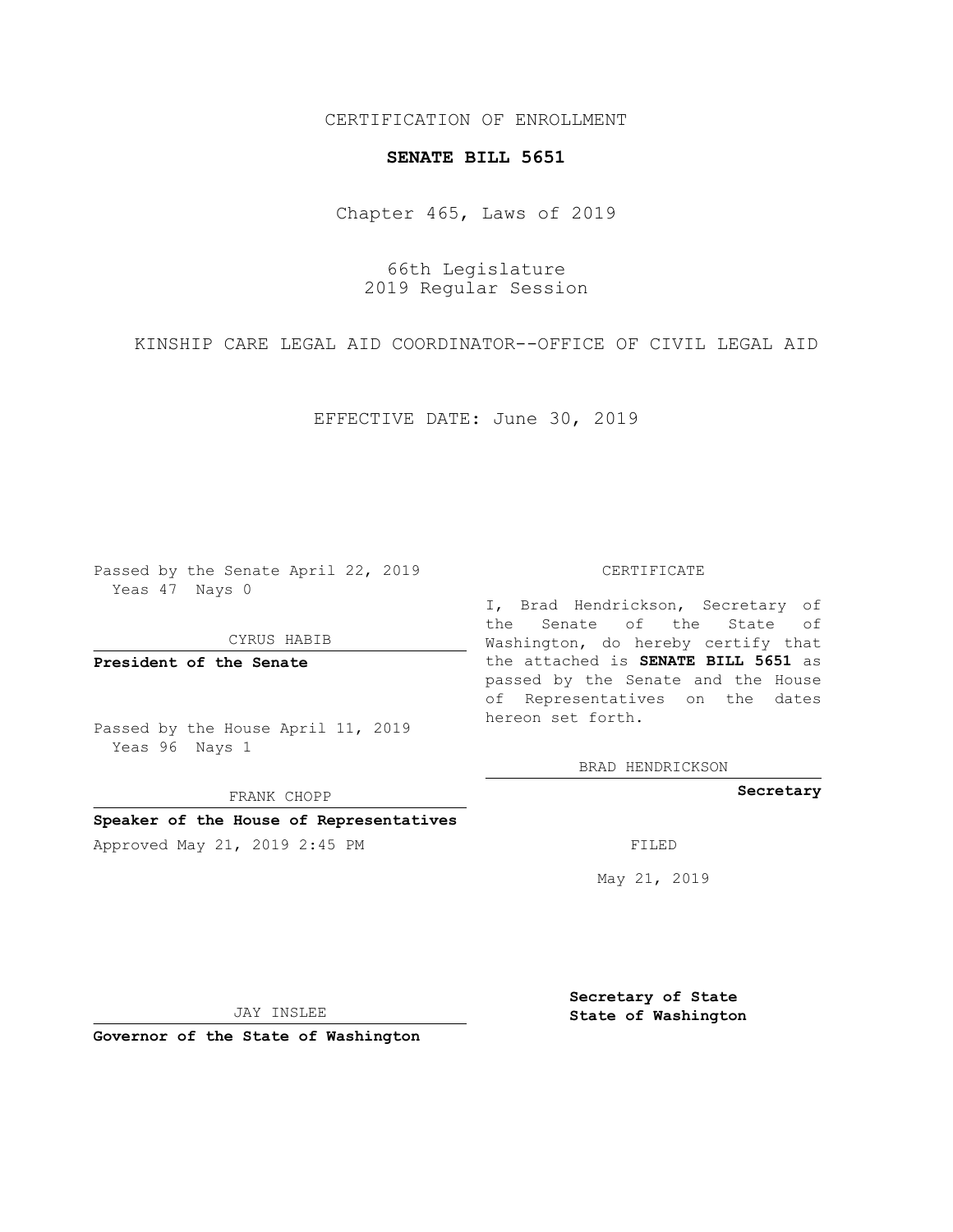CERTIFICATION OF ENROLLMENT

**SENATE BILL 5651**

Chapter 465, Laws of 2019

66th Legislature
2019 Regular Session

KINSHIP CARE LEGAL AID COORDINATOR--OFFICE OF CIVIL LEGAL AID

EFFECTIVE DATE: June 30, 2019

Passed by the Senate April 22, 2019
Yeas 47 Nays 0

CYRUS HABIB

**President of the Senate**

Passed by the House April 11, 2019
Yeas 96 Nays 1

FRANK CHOPP

**Speaker of the House of Representatives**

Approved May 21, 2019 2:45 PM

JAY INSLEE

**Governor of the State of Washington**

CERTIFICATE

I, Brad Hendrickson, Secretary of the Senate of the State of Washington, do hereby certify that the attached is **SENATE BILL 5651** as passed by the Senate and the House of Representatives on the dates hereon set forth.

BRAD HENDRICKSON

**Secretary**

FILED

May 21, 2019

**Secretary of State**
**State of Washington**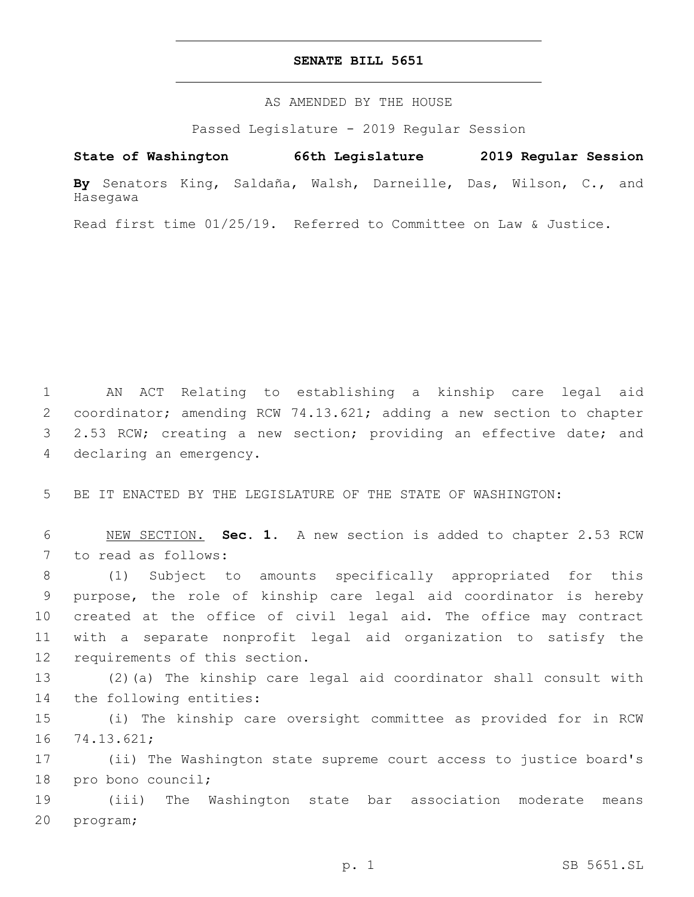# SENATE BILL 5651

AS AMENDED BY THE HOUSE

Passed Legislature - 2019 Regular Session

**State of Washington 66th Legislature 2019 Regular Session**

**By** Senators King, Saldaña, Walsh, Darneille, Das, Wilson, C., and Hasegawa

Read first time 01/25/19. Referred to Committee on Law & Justice.

AN ACT Relating to establishing a kinship care legal aid coordinator; amending RCW 74.13.621; adding a new section to chapter 2.53 RCW; creating a new section; providing an effective date; and declaring an emergency.

BE IT ENACTED BY THE LEGISLATURE OF THE STATE OF WASHINGTON:

NEW SECTION. **Sec. 1.** A new section is added to chapter 2.53 RCW to read as follows:

(1) Subject to amounts specifically appropriated for this purpose, the role of kinship care legal aid coordinator is hereby created at the office of civil legal aid. The office may contract with a separate nonprofit legal aid organization to satisfy the requirements of this section.

(2)(a) The kinship care legal aid coordinator shall consult with the following entities:

(i) The kinship care oversight committee as provided for in RCW 74.13.621;

(ii) The Washington state supreme court access to justice board's pro bono council;

(iii) The Washington state bar association moderate means program;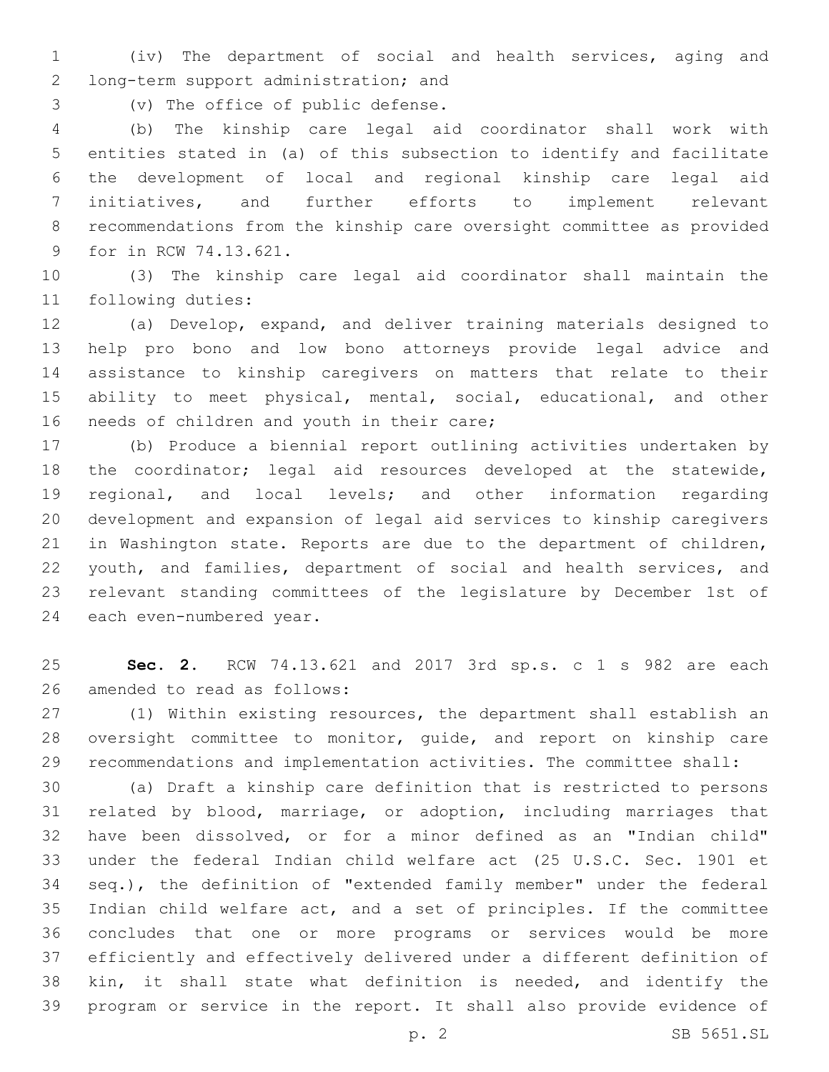(iv) The department of social and health services, aging and long-term support administration; and

(v) The office of public defense.

(b) The kinship care legal aid coordinator shall work with entities stated in (a) of this subsection to identify and facilitate the development of local and regional kinship care legal aid initiatives, and further efforts to implement relevant recommendations from the kinship care oversight committee as provided for in RCW 74.13.621.

(3) The kinship care legal aid coordinator shall maintain the following duties:

(a) Develop, expand, and deliver training materials designed to help pro bono and low bono attorneys provide legal advice and assistance to kinship caregivers on matters that relate to their ability to meet physical, mental, social, educational, and other needs of children and youth in their care;

(b) Produce a biennial report outlining activities undertaken by the coordinator; legal aid resources developed at the statewide, regional, and local levels; and other information regarding development and expansion of legal aid services to kinship caregivers in Washington state. Reports are due to the department of children, youth, and families, department of social and health services, and relevant standing committees of the legislature by December 1st of each even-numbered year.

**Sec. 2.** RCW 74.13.621 and 2017 3rd sp.s. c 1 s 982 are each amended to read as follows:

(1) Within existing resources, the department shall establish an oversight committee to monitor, guide, and report on kinship care recommendations and implementation activities. The committee shall:

(a) Draft a kinship care definition that is restricted to persons related by blood, marriage, or adoption, including marriages that have been dissolved, or for a minor defined as an "Indian child" under the federal Indian child welfare act (25 U.S.C. Sec. 1901 et seq.), the definition of "extended family member" under the federal Indian child welfare act, and a set of principles. If the committee concludes that one or more programs or services would be more efficiently and effectively delivered under a different definition of kin, it shall state what definition is needed, and identify the program or service in the report. It shall also provide evidence of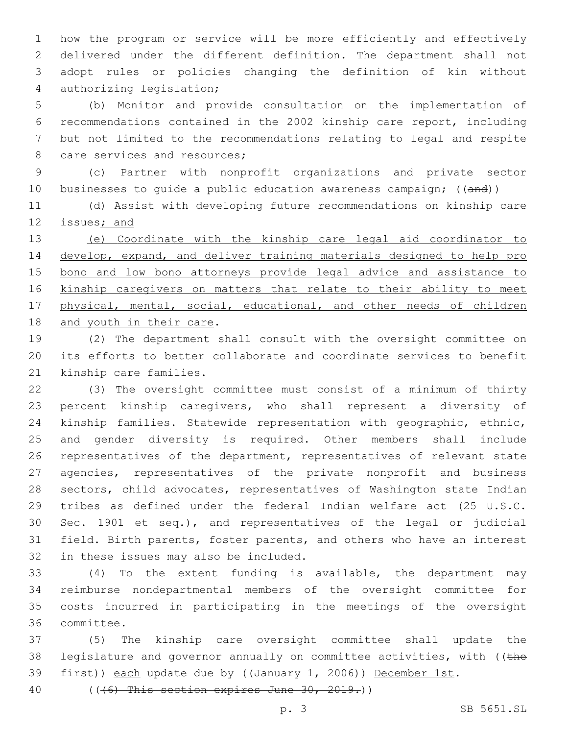how the program or service will be more efficiently and effectively delivered under the different definition. The department shall not adopt rules or policies changing the definition of kin without authorizing legislation;

(b) Monitor and provide consultation on the implementation of recommendations contained in the 2002 kinship care report, including but not limited to the recommendations relating to legal and respite care services and resources;

(c) Partner with nonprofit organizations and private sector businesses to guide a public education awareness campaign; ((~~and~~))

(d) Assist with developing future recommendations on kinship care issues<u>; and</u>

<u>(e) Coordinate with the kinship care legal aid coordinator to develop, expand, and deliver training materials designed to help pro bono and low bono attorneys provide legal advice and assistance to kinship caregivers on matters that relate to their ability to meet physical, mental, social, educational, and other needs of children and youth in their care</u>.

(2) The department shall consult with the oversight committee on its efforts to better collaborate and coordinate services to benefit kinship care families.

(3) The oversight committee must consist of a minimum of thirty percent kinship caregivers, who shall represent a diversity of kinship families. Statewide representation with geographic, ethnic, and gender diversity is required. Other members shall include representatives of the department, representatives of relevant state agencies, representatives of the private nonprofit and business sectors, child advocates, representatives of Washington state Indian tribes as defined under the federal Indian welfare act (25 U.S.C. Sec. 1901 et seq.), and representatives of the legal or judicial field. Birth parents, foster parents, and others who have an interest in these issues may also be included.

(4) To the extent funding is available, the department may reimburse nondepartmental members of the oversight committee for costs incurred in participating in the meetings of the oversight committee.

(5) The kinship care oversight committee shall update the legislature and governor annually on committee activities, with ((~~the first~~)) <u>each</u> update due by ((~~January 1, 2006~~)) <u>December 1st</u>.

((~~(6) This section expires June 30, 2019.~~))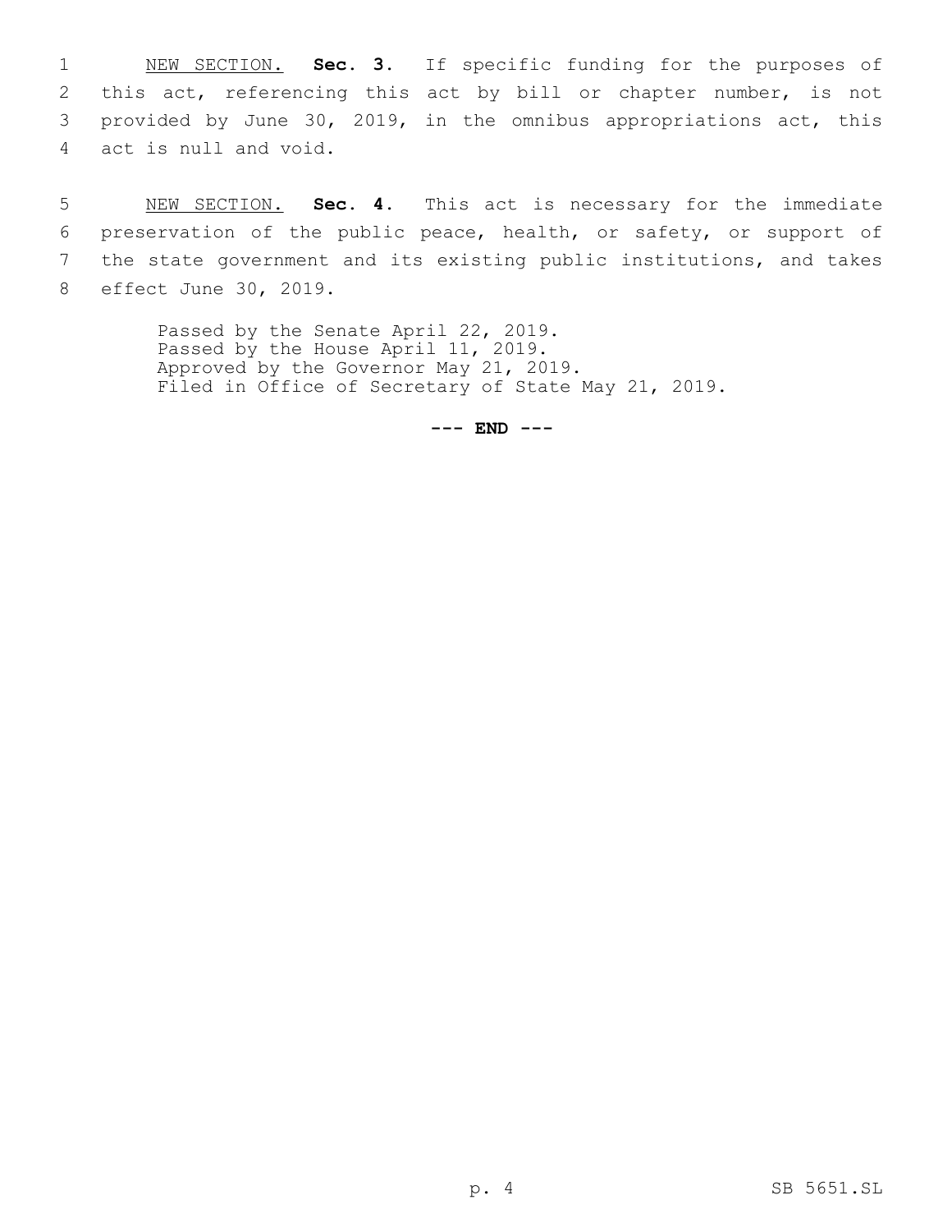NEW SECTION. **Sec. 3.** If specific funding for the purposes of this act, referencing this act by bill or chapter number, is not provided by June 30, 2019, in the omnibus appropriations act, this act is null and void.

NEW SECTION. **Sec. 4.** This act is necessary for the immediate preservation of the public peace, health, or safety, or support of the state government and its existing public institutions, and takes effect June 30, 2019.

Passed by the Senate April 22, 2019.
Passed by the House April 11, 2019.
Approved by the Governor May 21, 2019.
Filed in Office of Secretary of State May 21, 2019.

**--- END ---**